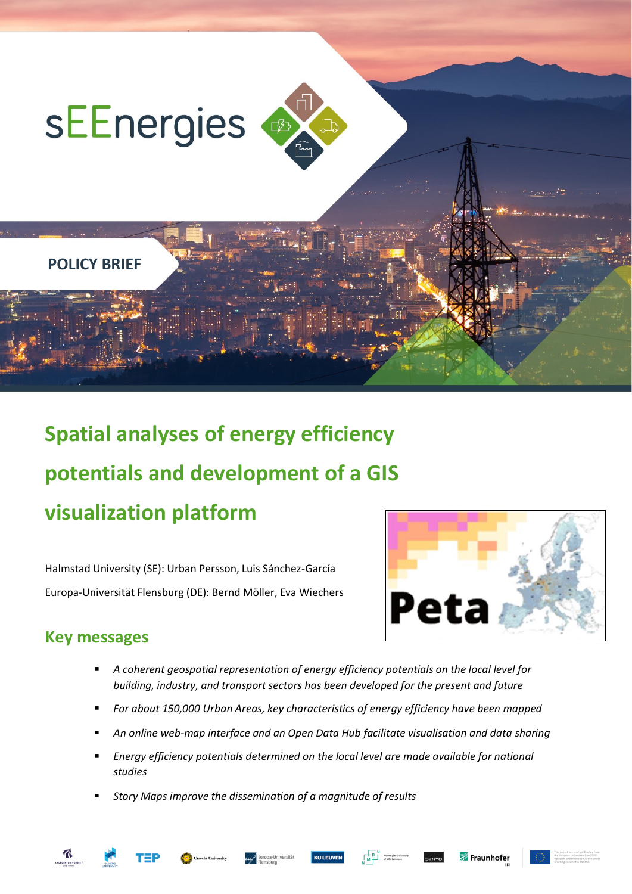sEEnergies

POLICY BRIEF

# Spatial analyses of energy efficiency potentials and development of a GIS visualization platform

Halmstad University (SE): Urban Persson, Luis Sánchez-García

Europa-Universität Flensburg (DE): Bernd Möller, Eva Wiechers

## Key messages

- *A coherent geospatial representation of energy efficiency potentials on the local level for building, industry, and transport sectors has been developed for the present and future*
- *For about 150,000 Urban Areas, key characteristics of energy efficiency have been mapped*
- *An online web-map interface and an Open Data Hub facilitate visualisation and data sharing*
- *Energy efficiency potentials determined on the local level are made available for national studies*
- *Story Maps improve the dissemination of a magnitude of results*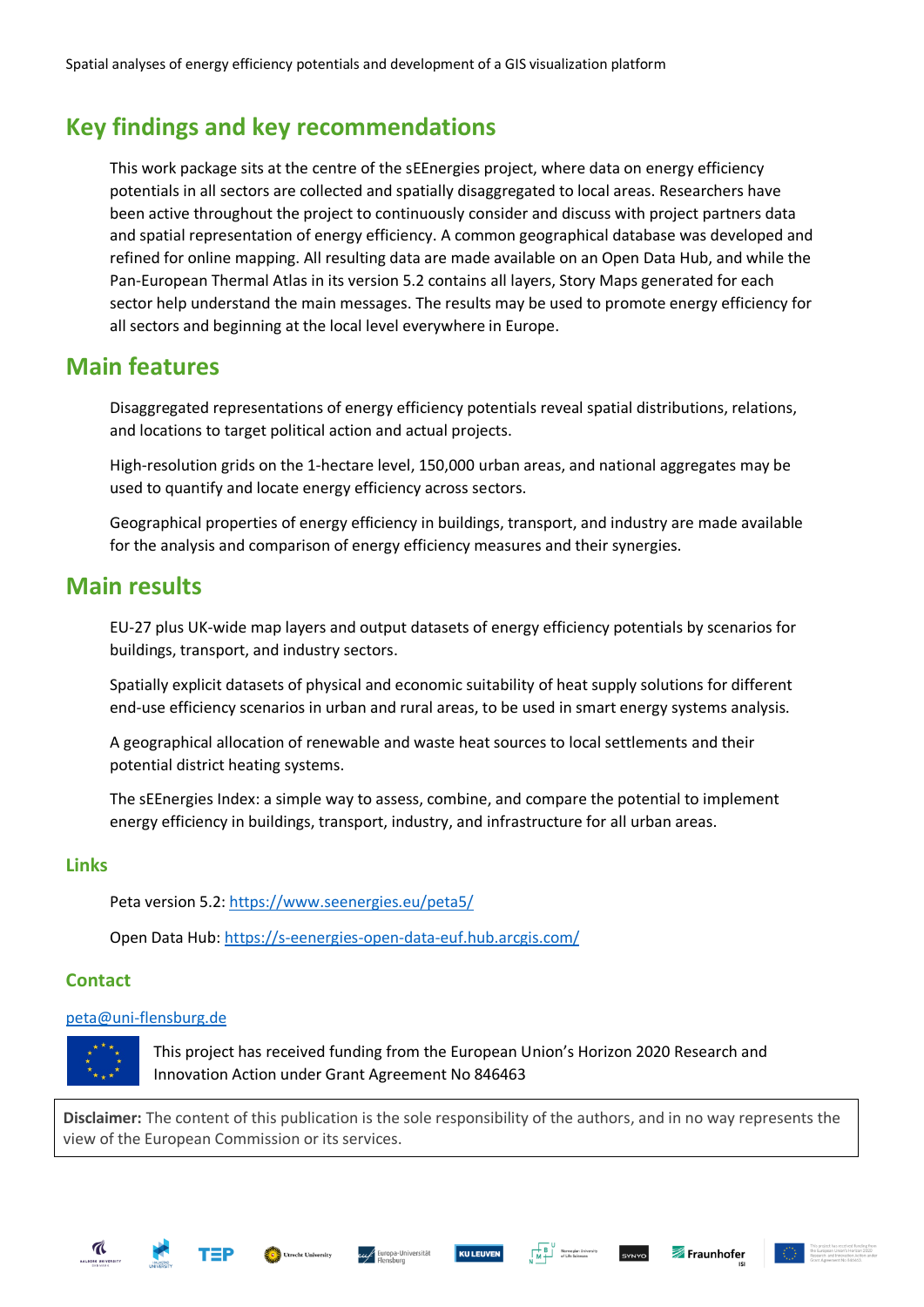## Key findings and key recommendations

This work package sits at the centre of the sEEnergies project, where data on energy efficiency potentials in all sectors are collected and spatially disaggregated to local areas. Researchers have been active throughout the project to continuously consider and discuss with project partners data and spatial representation of energy efficiency. A common geographical database was developed and refined for online mapping. All resulting data are made available on an Open Data Hub, and while the Pan-European Thermal Atlas in its version 5.2 contains all layers, Story Maps generated for each sector help understand the main messages. The results may be used to promote energy efficiency for all sectors and beginning at the local level everywhere in Europe.

## Main features

Disaggregated representations of energy efficiency potentials reveal spatial distributions, relations, and locations to target political action and actual projects.

High-resolution grids on the 1-hectare level, 150,000 urban areas, and national aggregates may be used to quantify and locate energy efficiency across sectors.

Geographical properties of energy efficiency in buildings, transport, and industry are made available for the analysis and comparison of energy efficiency measures and their synergies.

## Main results

EU-27 plus UK-wide map layers and output datasets of energy efficiency potentials by scenarios for buildings, transport, and industry sectors.

Spatially explicit datasets of physical and economic suitability of heat supply solutions for different end-use efficiency scenarios in urban and rural areas, to be used in smart energy systems analysis.

A geographical allocation of renewable and waste heat sources to local settlements and their potential district heating systems.

The sEEnergies Index: a simple way to assess, combine, and compare the potential to implement energy efficiency in buildings, transport, industry, and infrastructure for all urban areas.

### Links

Peta version 5.2: https://www.seenergies.eu/peta5/

Open Data Hub: https://s-eenergies-open-data-euf.hub.arcgis.com/

### Contact

peta@uni-flensburg.de

This project has received funding from the European Union's Horizon 2020 Research and Innovation Action under Grant Agreement No 846463

**Disclaimer:** The content of this publication is the sole responsibility of the authors, and in no way represents the view of the European Commission or its services.